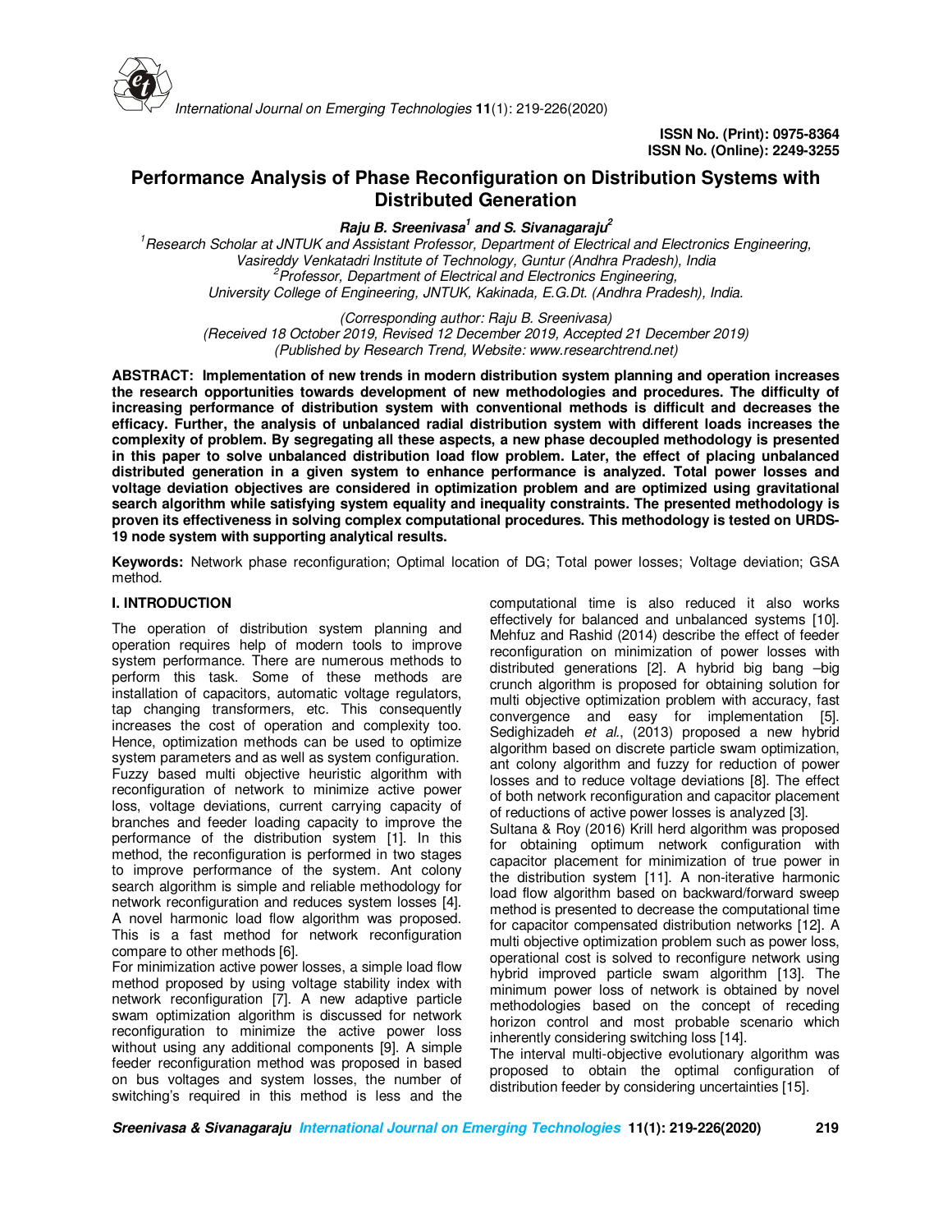# Performance Analysis of Phase Reconfiguration on Distribution Systems with Distributed Generation

***Raju B. Sreenivasa*[1] *and S. Sivanagaraju*[2]**

*[1]Research Scholar at JNTUK and Assistant Professor, Department of Electrical and Electronics Engineering, Vasireddy Venkatadri Institute of Technology, Guntur (Andhra Pradesh), India*
*[2]Professor, Department of Electrical and Electronics Engineering, University College of Engineering, JNTUK, Kakinada, E.G.Dt. (Andhra Pradesh), India.*

*(Corresponding author: Raju B. Sreenivasa)*
*(Received 18 October 2019, Revised 12 December 2019, Accepted 21 December 2019)*
*(Published by Research Trend, Website: www.researchtrend.net)*

**ABSTRACT: Implementation of new trends in modern distribution system planning and operation increases the research opportunities towards development of new methodologies and procedures. The difficulty of increasing performance of distribution system with conventional methods is difficult and decreases the efficacy. Further, the analysis of unbalanced radial distribution system with different loads increases the complexity of problem. By segregating all these aspects, a new phase decoupled methodology is presented in this paper to solve unbalanced distribution load flow problem. Later, the effect of placing unbalanced distributed generation in a given system to enhance performance is analyzed. Total power losses and voltage deviation objectives are considered in optimization problem and are optimized using gravitational search algorithm while satisfying system equality and inequality constraints. The presented methodology is proven its effectiveness in solving complex computational procedures. This methodology is tested on URDS-19 node system with supporting analytical results.**

**Keywords:** Network phase reconfiguration; Optimal location of DG; Total power losses; Voltage deviation; GSA method.

## I. INTRODUCTION

The operation of distribution system planning and operation requires help of modern tools to improve system performance. There are numerous methods to perform this task. Some of these methods are installation of capacitors, automatic voltage regulators, tap changing transformers, etc. This consequently increases the cost of operation and complexity too. Hence, optimization methods can be used to optimize system parameters and as well as system configuration.

Fuzzy based multi objective heuristic algorithm with reconfiguration of network to minimize active power loss, voltage deviations, current carrying capacity of branches and feeder loading capacity to improve the performance of the distribution system [1]. In this method, the reconfiguration is performed in two stages to improve performance of the system. Ant colony search algorithm is simple and reliable methodology for network reconfiguration and reduces system losses [4]. A novel harmonic load flow algorithm was proposed. This is a fast method for network reconfiguration compare to other methods [6].

For minimization active power losses, a simple load flow method proposed by using voltage stability index with network reconfiguration [7]. A new adaptive particle swam optimization algorithm is discussed for network reconfiguration to minimize the active power loss without using any additional components [9]. A simple feeder reconfiguration method was proposed in based on bus voltages and system losses, the number of switching's required in this method is less and the computational time is also reduced it also works effectively for balanced and unbalanced systems [10]. Mehfuz and Rashid (2014) describe the effect of feeder reconfiguration on minimization of power losses with distributed generations [2]. A hybrid big bang –big crunch algorithm is proposed for obtaining solution for multi objective optimization problem with accuracy, fast convergence and easy for implementation [5]. Sedighizadeh *et al.*, (2013) proposed a new hybrid algorithm based on discrete particle swam optimization, ant colony algorithm and fuzzy for reduction of power losses and to reduce voltage deviations [8]. The effect of both network reconfiguration and capacitor placement of reductions of active power losses is analyzed [3].

Sultana & Roy (2016) Krill herd algorithm was proposed for obtaining optimum network configuration with capacitor placement for minimization of true power in the distribution system [11]. A non-iterative harmonic load flow algorithm based on backward/forward sweep method is presented to decrease the computational time for capacitor compensated distribution networks [12]. A multi objective optimization problem such as power loss, operational cost is solved to reconfigure network using hybrid improved particle swam algorithm [13]. The minimum power loss of network is obtained by novel methodologies based on the concept of receding horizon control and most probable scenario which inherently considering switching loss [14].

The interval multi-objective evolutionary algorithm was proposed to obtain the optimal configuration of distribution feeder by considering uncertainties [15].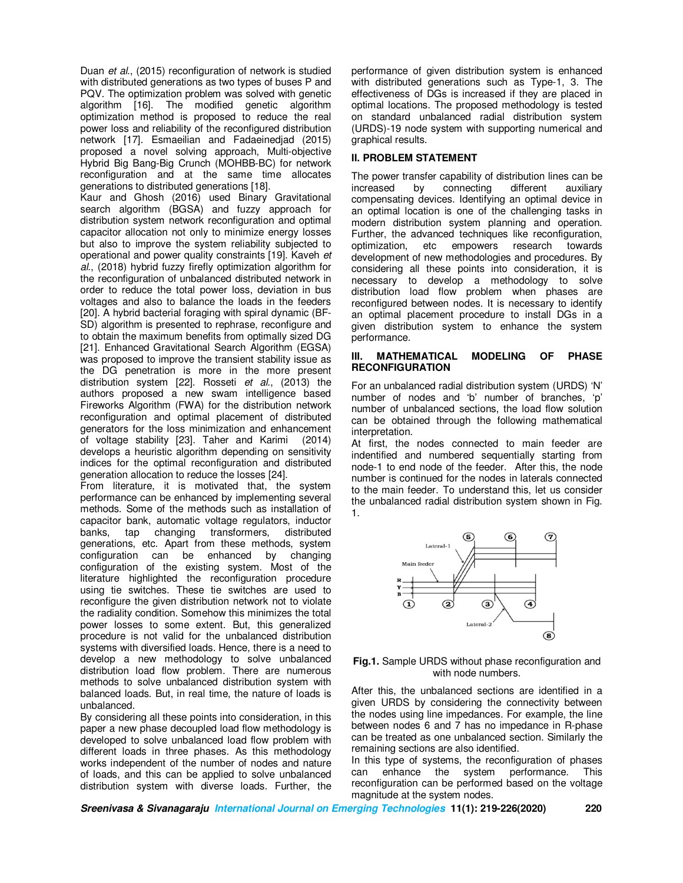Duan *et al.*, (2015) reconfiguration of network is studied with distributed generations as two types of buses P and PQV. The optimization problem was solved with genetic algorithm [16]. The modified genetic algorithm optimization method is proposed to reduce the real power loss and reliability of the reconfigured distribution network [17]. Esmaeilian and Fadaeinedjad (2015) proposed a novel solving approach, Multi-objective Hybrid Big Bang-Big Crunch (MOHBB-BC) for network reconfiguration and at the same time allocates generations to distributed generations [18].

Kaur and Ghosh (2016) used Binary Gravitational search algorithm (BGSA) and fuzzy approach for distribution system network reconfiguration and optimal capacitor allocation not only to minimize energy losses but also to improve the system reliability subjected to operational and power quality constraints [19]. Kaveh *et al.*, (2018) hybrid fuzzy firefly optimization algorithm for the reconfiguration of unbalanced distributed network in order to reduce the total power loss, deviation in bus voltages and also to balance the loads in the feeders [20]. A hybrid bacterial foraging with spiral dynamic (BF-SD) algorithm is presented to rephrase, reconfigure and to obtain the maximum benefits from optimally sized DG [21]. Enhanced Gravitational Search Algorithm (EGSA) was proposed to improve the transient stability issue as the DG penetration is more in the more present distribution system [22]. Rosseti *et al.*, (2013) the authors proposed a new swam intelligence based Fireworks Algorithm (FWA) for the distribution network reconfiguration and optimal placement of distributed generators for the loss minimization and enhancement of voltage stability [23]. Taher and Karimi (2014) develops a heuristic algorithm depending on sensitivity indices for the optimal reconfiguration and distributed generation allocation to reduce the losses [24].

From literature, it is motivated that, the system performance can be enhanced by implementing several methods. Some of the methods such as installation of capacitor bank, automatic voltage regulators, inductor banks, tap changing transformers, distributed generations, etc. Apart from these methods, system configuration can be enhanced by changing configuration of the existing system. Most of the literature highlighted the reconfiguration procedure using tie switches. These tie switches are used to reconfigure the given distribution network not to violate the radiality condition. Somehow this minimizes the total power losses to some extent. But, this generalized procedure is not valid for the unbalanced distribution systems with diversified loads. Hence, there is a need to develop a new methodology to solve unbalanced distribution load flow problem. There are numerous methods to solve unbalanced distribution system with balanced loads. But, in real time, the nature of loads is unbalanced.

By considering all these points into consideration, in this paper a new phase decoupled load flow methodology is developed to solve unbalanced load flow problem with different loads in three phases. As this methodology works independent of the number of nodes and nature of loads, and this can be applied to solve unbalanced distribution system with diverse loads. Further, the performance of given distribution system is enhanced with distributed generations such as Type-1, 3. The effectiveness of DGs is increased if they are placed in optimal locations. The proposed methodology is tested on standard unbalanced radial distribution system (URDS)-19 node system with supporting numerical and graphical results.

## II. PROBLEM STATEMENT

The power transfer capability of distribution lines can be increased by connecting different auxiliary compensating devices. Identifying an optimal device in an optimal location is one of the challenging tasks in modern distribution system planning and operation. Further, the advanced techniques like reconfiguration, optimization, etc empowers research towards development of new methodologies and procedures. By considering all these points into consideration, it is necessary to develop a methodology to solve distribution load flow problem when phases are reconfigured between nodes. It is necessary to identify an optimal placement procedure to install DGs in a given distribution system to enhance the system performance.

## III. MATHEMATICAL MODELING OF PHASE RECONFIGURATION

For an unbalanced radial distribution system (URDS) 'N' number of nodes and 'b' number of branches, 'p' number of unbalanced sections, the load flow solution can be obtained through the following mathematical interpretation.

At first, the nodes connected to main feeder are indentified and numbered sequentially starting from node-1 to end node of the feeder. After this, the node number is continued for the nodes in laterals connected to the main feeder. To understand this, let us consider the unbalanced radial distribution system shown in Fig. 1.

**Fig.1.** Sample URDS without phase reconfiguration and with node numbers.

After this, the unbalanced sections are identified in a given URDS by considering the connectivity between the nodes using line impedances. For example, the line between nodes 6 and 7 has no impedance in R-phase can be treated as one unbalanced section. Similarly the remaining sections are also identified.

In this type of systems, the reconfiguration of phases can enhance the system performance. This reconfiguration can be performed based on the voltage magnitude at the system nodes.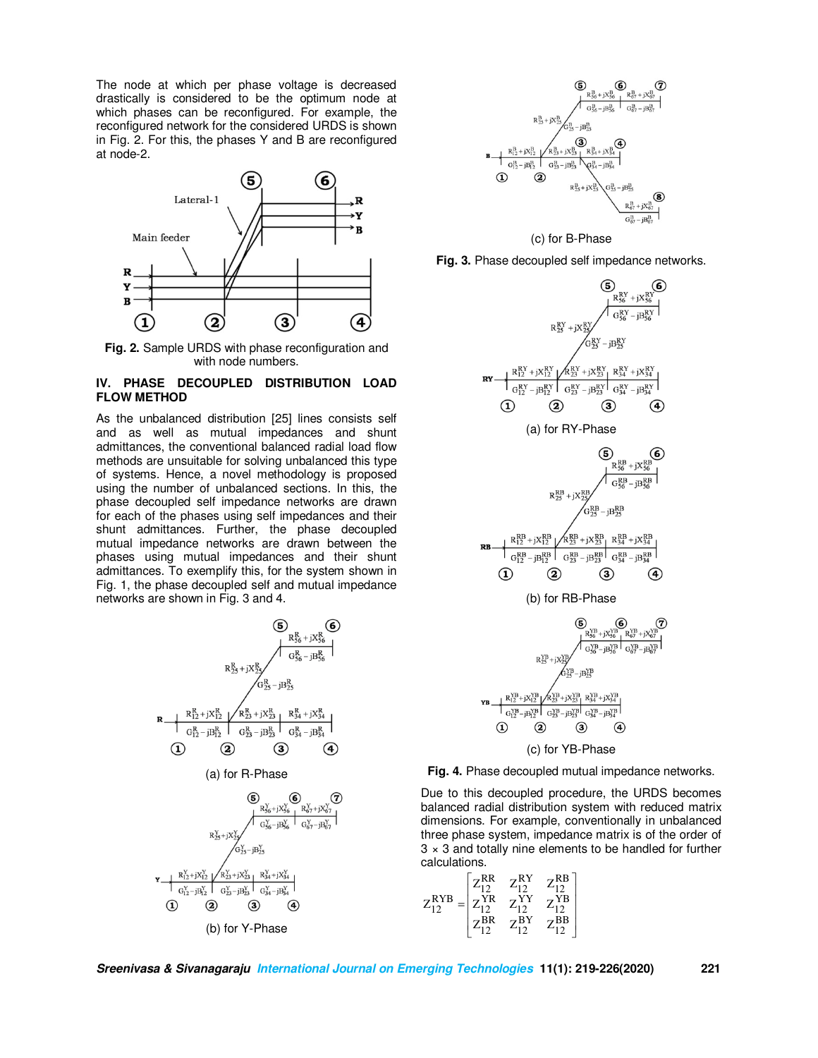The node at which per phase voltage is decreased drastically is considered to be the optimum node at which phases can be reconfigured. For example, the reconfigured network for the considered URDS is shown in Fig. 2. For this, the phases Y and B are reconfigured at node-2.

**Fig. 2.** Sample URDS with phase reconfiguration and with node numbers.

## IV. PHASE DECOUPLED DISTRIBUTION LOAD FLOW METHOD

As the unbalanced distribution [25] lines consists self and as well as mutual impedances and shunt admittances, the conventional balanced radial load flow methods are unsuitable for solving unbalanced this type of systems. Hence, a novel methodology is proposed using the number of unbalanced sections. In this, the phase decoupled self impedance networks are drawn for each of the phases using self impedances and their shunt admittances. Further, the phase decoupled mutual impedance networks are drawn between the phases using mutual impedances and their shunt admittances. To exemplify this, for the system shown in Fig. 1, the phase decoupled self and mutual impedance networks are shown in Fig. 3 and 4.

(a) for R-Phase

(b) for Y-Phase

(c) for B-Phase

**Fig. 3.** Phase decoupled self impedance networks.

(a) for RY-Phase

(b) for RB-Phase

(c) for YB-Phase

**Fig. 4.** Phase decoupled mutual impedance networks.

Due to this decoupled procedure, the URDS becomes balanced radial distribution system with reduced matrix dimensions. For example, conventionally in unbalanced three phase system, impedance matrix is of the order of 3 × 3 and totally nine elements to be handled for further calculations.

$$Z_{12}^{RYB} = \begin{bmatrix} Z_{12}^{RR} & Z_{12}^{RY} & Z_{12}^{RB} \\ Z_{12}^{YR} & Z_{12}^{YY} & Z_{12}^{YB} \\ Z_{12}^{BR} & Z_{12}^{BY} & Z_{12}^{BB} \end{bmatrix}$$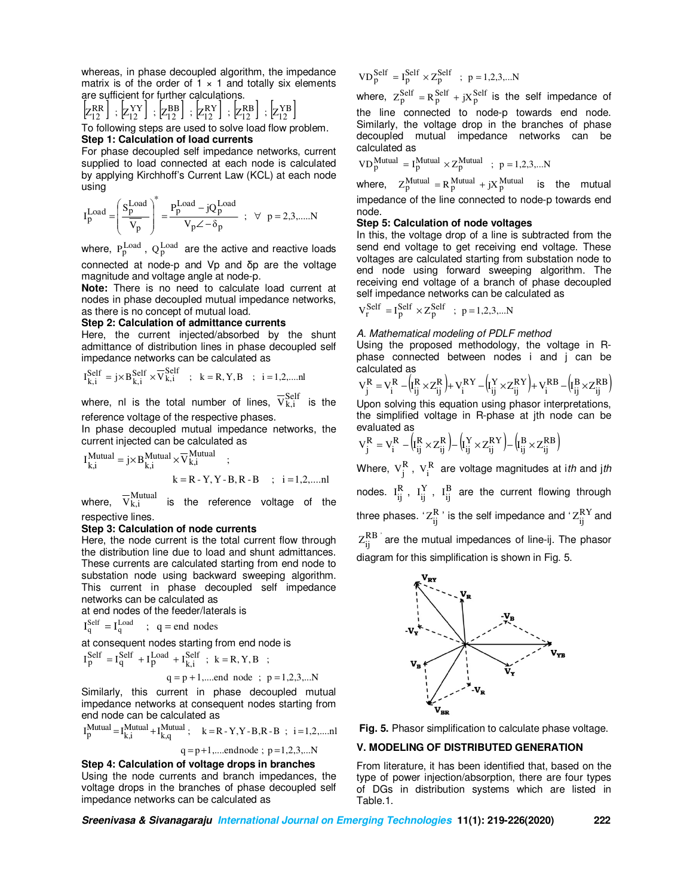whereas, in phase decoupled algorithm, the impedance matrix is of the order of 1 × 1 and totally six elements are sufficient for further calculations.

$$\left[Z_{12}^{RR}\right] ; \left[Z_{12}^{YY}\right] ; \left[Z_{12}^{BB}\right] ; \left[Z_{12}^{RY}\right] ; \left[Z_{12}^{RB}\right] ; \left[Z_{12}^{YB}\right]$$

To following steps are used to solve load flow problem.

**Step 1: Calculation of load currents**

For phase decoupled self impedance networks, current supplied to load connected at each node is calculated by applying Kirchhoff's Current Law (KCL) at each node using

$$I_p^{Load} = \left(\frac{S_p^{Load}}{V_p}\right)^* = \frac{P_p^{Load} - jQ_p^{Load}}{V_p \angle -\delta_p} \quad ; \quad \forall \quad p = 2,3,.....N$$

where, $P_p^{Load}$, $Q_p^{Load}$ are the active and reactive loads connected at node-p and Vp and δp are the voltage magnitude and voltage angle at node-p.

**Note:** There is no need to calculate load current at nodes in phase decoupled mutual impedance networks, as there is no concept of mutual load.

**Step 2: Calculation of admittance currents**

Here, the current injected/absorbed by the shunt admittance of distribution lines in phase decoupled self impedance networks can be calculated as

$$I_{k,i}^{Self} = j \times B_{k,i}^{Self} \times \overline{V}_{k,i}^{Self} \quad ; \quad k = R, Y, B \quad ; \quad i = 1,2,....nl$$

where, nl is the total number of lines, $\overline{V}_{k,i}^{Self}$ is the reference voltage of the respective phases.

In phase decoupled mutual impedance networks, the current injected can be calculated as

$$I_{k,i}^{Mutual} = j \times B_{k,i}^{Mutual} \times \overline{V}_{k,i}^{Mutual} \quad ; \quad k = R - Y, Y - B, R - B \quad ; \quad i = 1,2,....nl$$

where, $\overline{V}_{k,i}^{Mutual}$ is the reference voltage of the respective lines.

**Step 3: Calculation of node currents**

Here, the node current is the total current flow through the distribution line due to load and shunt admittances. These currents are calculated starting from end node to substation node using backward sweeping algorithm. This current in phase decoupled self impedance networks can be calculated as

at end nodes of the feeder/laterals is

$$I_q^{Self} = I_q^{Load} \quad ; \quad q = \text{end nodes}$$

at consequent nodes starting from end node is

$$I_p^{Self} = I_q^{Self} + I_p^{Load} + I_{k,i}^{Self} \quad ; \quad k = R, Y, B \quad ; \quad q = p+1,....\text{end node} \quad ; \quad p = 1,2,3,...N$$

Similarly, this current in phase decoupled mutual impedance networks at consequent nodes starting from end node can be calculated as

$$I_p^{Mutual} = I_{k,i}^{Mutual} + I_{k,q}^{Mutual} \quad ; \quad k = R - Y, Y - B, R - B \quad ; \quad i = 1,2,....nl \quad ; \quad q = p+1,....\text{endnode} \quad ; \quad p = 1,2,3,...N$$

**Step 4: Calculation of voltage drops in branches**

Using the node currents and branch impedances, the voltage drops in the branches of phase decoupled self impedance networks can be calculated as

$$VD_p^{Self} = I_p^{Self} \times Z_p^{Self} \quad ; \quad p = 1,2,3,...N$$

where, $Z_p^{Self} = R_p^{Self} + jX_p^{Self}$ is the self impedance of the line connected to node-p towards end node. Similarly, the voltage drop in the branches of phase decoupled mutual impedance networks can be calculated as

$$VD_p^{Mutual} = I_p^{Mutual} \times Z_p^{Mutual} \quad ; \quad p = 1,2,3,...N$$

where, $Z_p^{Mutual} = R_p^{Mutual} + jX_p^{Mutual}$ is the mutual impedance of the line connected to node-p towards end node.

**Step 5: Calculation of node voltages**

In this, the voltage drop of a line is subtracted from the send end voltage to get receiving end voltage. These voltages are calculated starting from substation node to end node using forward sweeping algorithm. The receiving end voltage of a branch of phase decoupled self impedance networks can be calculated as

$$V_r^{Self} = I_p^{Self} \times Z_p^{Self} \quad ; \quad p = 1,2,3,...N$$

*A. Mathematical modeling of PDLF method*

Using the proposed methodology, the voltage in R-phase connected between nodes i and j can be calculated as

$$V_j^R = V_i^R - \left(I_{ij}^R \times Z_{ij}^R\right) + V_i^{RY} - \left(I_{ij}^Y \times Z_{ij}^{RY}\right) + V_i^{RB} - \left(I_{ij}^B \times Z_{ij}^{RB}\right)$$

Upon solving this equation using phasor interpretations, the simplified voltage in R-phase at jth node can be evaluated as

$$V_j^R = V_i^R - \left(I_{ij}^R \times Z_{ij}^R\right) - \left(I_{ij}^Y \times Z_{ij}^{RY}\right) - \left(I_{ij}^B \times Z_{ij}^{RB}\right)$$

Where, $V_j^R$, $V_i^R$ are voltage magnitudes at *ith* and *jth* nodes. $I_{ij}^R$, $I_{ij}^Y$, $I_{ij}^B$ are the current flowing through three phases. '$Z_{ij}^R$' is the self impedance and '$Z_{ij}^{RY}$ and $Z_{ij}^{RB}$' are the mutual impedances of line-ij. The phasor diagram for this simplification is shown in Fig. 5.

**Fig. 5.** Phasor simplification to calculate phase voltage.

## V. MODELING OF DISTRIBUTED GENERATION

From literature, it has been identified that, based on the type of power injection/absorption, there are four types of DGs in distribution systems which are listed in Table.1.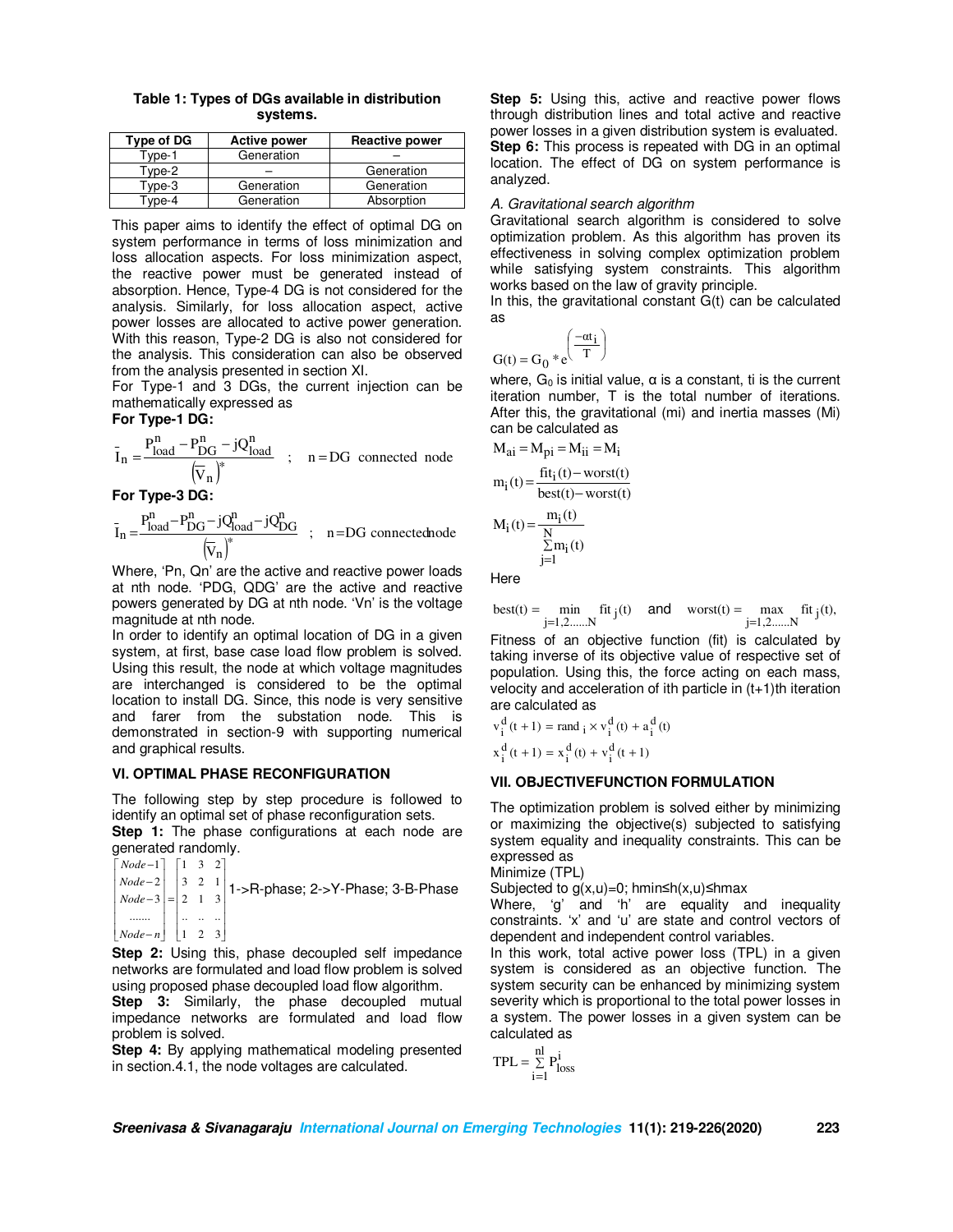**Table 1: Types of DGs available in distribution systems.**

| Type of DG | Active power | Reactive power |
|---|---|---|
| Type-1 | Generation | – |
| Type-2 | – | Generation |
| Type-3 | Generation | Generation |
| Type-4 | Generation | Absorption |

This paper aims to identify the effect of optimal DG on system performance in terms of loss minimization and loss allocation aspects. For loss minimization aspect, the reactive power must be generated instead of absorption. Hence, Type-4 DG is not considered for the analysis. Similarly, for loss allocation aspect, active power losses are allocated to active power generation. With this reason, Type-2 DG is also not considered for the analysis. This consideration can also be observed from the analysis presented in section XI.

For Type-1 and 3 DGs, the current injection can be mathematically expressed as

**For Type-1 DG:**

$$\bar{I}_n = \frac{P^n_{load} - P^n_{DG} - jQ^n_{load}}{\left(\bar{V}_n\right)^*} \quad ; \quad n = \text{DG connected node}$$

**For Type-3 DG:**

$$\bar{I}_n = \frac{P^n_{load} - P^n_{DG} - jQ^n_{load} - jQ^n_{DG}}{\left(\bar{V}_n\right)^*} \quad ; \quad n = \text{DG connected node}$$

Where, 'Pn, Qn' are the active and reactive power loads at nth node. 'PDG, QDG' are the active and reactive powers generated by DG at nth node. 'Vn' is the voltage magnitude at nth node.

In order to identify an optimal location of DG in a given system, at first, base case load flow problem is solved. Using this result, the node at which voltage magnitudes are interchanged is considered to be the optimal location to install DG. Since, this node is very sensitive and farer from the substation node. This is demonstrated in section-9 with supporting numerical and graphical results.

## VI. OPTIMAL PHASE RECONFIGURATION

The following step by step procedure is followed to identify an optimal set of phase reconfiguration sets.

**Step 1:** The phase configurations at each node are generated randomly.

$$\begin{bmatrix} Node-1 \\ Node-2 \\ Node-3 \\ ....... \\ Node-n \end{bmatrix} = \begin{bmatrix} 1 & 3 & 2 \\ 3 & 2 & 1 \\ 2 & 1 & 3 \\ .. & .. & .. \\ 1 & 2 & 3 \end{bmatrix}$$ 1->R-phase; 2->Y-Phase; 3-B-Phase

**Step 2:** Using this, phase decoupled self impedance networks are formulated and load flow problem is solved using proposed phase decoupled load flow algorithm.

**Step 3:** Similarly, the phase decoupled mutual impedance networks are formulated and load flow problem is solved.

**Step 4:** By applying mathematical modeling presented in section.4.1, the node voltages are calculated.

**Step 5:** Using this, active and reactive power flows through distribution lines and total active and reactive power losses in a given distribution system is evaluated.

**Step 6:** This process is repeated with DG in an optimal location. The effect of DG on system performance is analyzed.

### *A. Gravitational search algorithm*

Gravitational search algorithm is considered to solve optimization problem. As this algorithm has proven its effectiveness in solving complex optimization problem while satisfying system constraints. This algorithm works based on the law of gravity principle.

In this, the gravitational constant G(t) can be calculated as

$$G(t) = G_0 * e^{\left(\frac{-\alpha t_i}{T}\right)}$$

where, $G_0$ is initial value, α is a constant, ti is the current iteration number, T is the total number of iterations. After this, the gravitational (mi) and inertia masses (Mi) can be calculated as

$$M_{ai} = M_{pi} = M_{ii} = M_i$$

$$m_i(t) = \frac{fit_i(t) - worst(t)}{best(t) - worst(t)}$$

$$M_i(t) = \frac{m_i(t)}{\sum_{j=1}^{N} m_j(t)}$$

Here

$$best(t) = \min_{j=1,2......N} fit_j(t) \quad \text{and} \quad worst(t) = \max_{j=1,2......N} fit_j(t),$$

Fitness of an objective function (fit) is calculated by taking inverse of its objective value of respective set of population. Using this, the force acting on each mass, velocity and acceleration of ith particle in (t+1)th iteration are calculated as

$$v_i^d(t+1) = rand_i \times v_i^d(t) + a_i^d(t)$$

$$x_i^d(t+1) = x_i^d(t) + v_i^d(t+1)$$

## VII. OBJECTIVEFUNCTION FORMULATION

The optimization problem is solved either by minimizing or maximizing the objective(s) subjected to satisfying system equality and inequality constraints. This can be expressed as

Minimize (TPL)

Subjected to g(x,u)=0; hmin≤h(x,u)≤hmax

Where, 'g' and 'h' are equality and inequality constraints. 'x' and 'u' are state and control vectors of dependent and independent control variables.

In this work, total active power loss (TPL) in a given system is considered as an objective function. The system security can be enhanced by minimizing system severity which is proportional to the total power losses in a system. The power losses in a given system can be calculated as

$$TPL = \sum_{i=1}^{nl} P^i_{loss}$$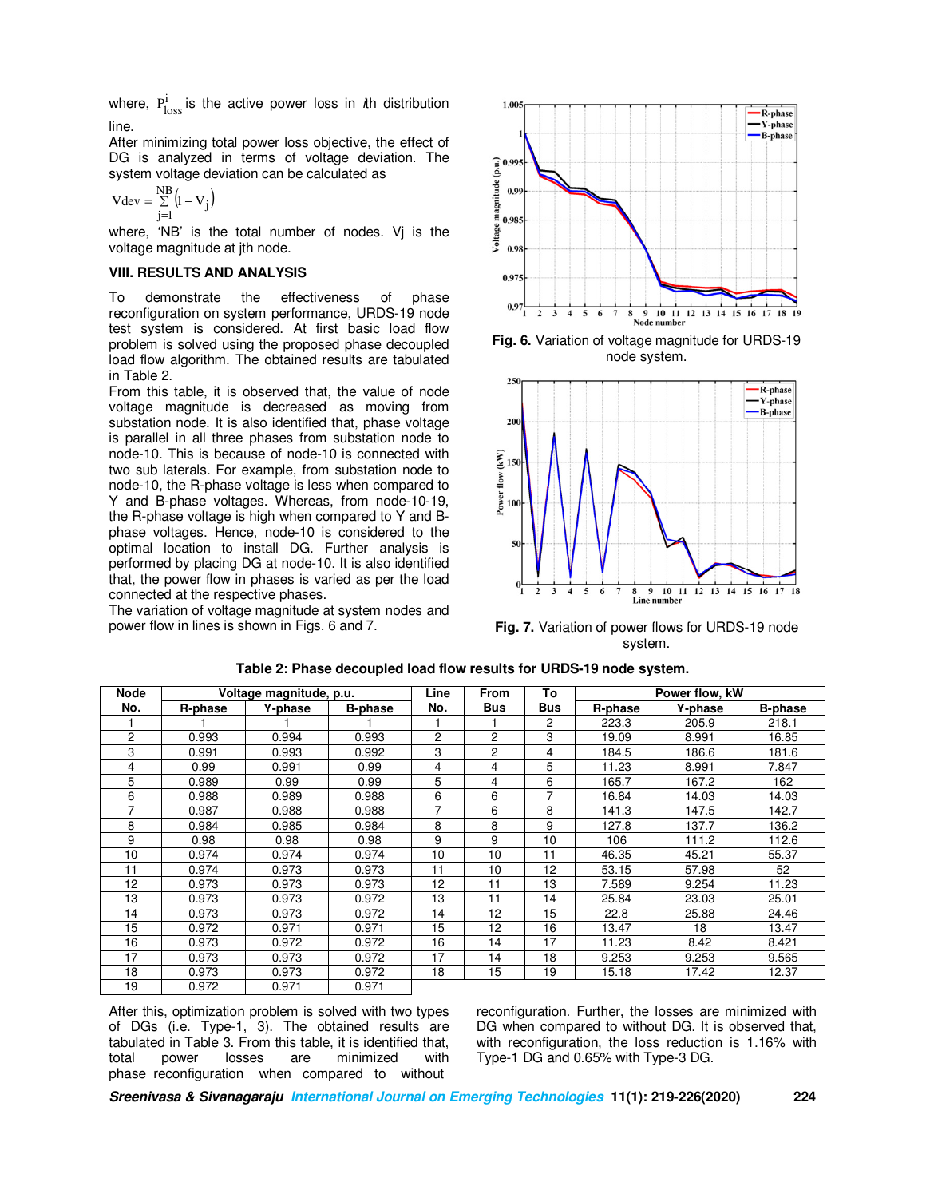where, $P_{loss}^{i}$ is the active power loss in $i$th distribution line.

After minimizing total power loss objective, the effect of DG is analyzed in terms of voltage deviation. The system voltage deviation can be calculated as

$$\text{Vdev} = \sum_{j=1}^{NB} \left(1 - V_j\right)$$

where, 'NB' is the total number of nodes. Vj is the voltage magnitude at jth node.

## VIII. RESULTS AND ANALYSIS

To demonstrate the effectiveness of phase reconfiguration on system performance, URDS-19 node test system is considered. At first basic load flow problem is solved using the proposed phase decoupled load flow algorithm. The obtained results are tabulated in Table 2.

From this table, it is observed that, the value of node voltage magnitude is decreased as moving from substation node. It is also identified that, phase voltage is parallel in all three phases from substation node to node-10. This is because of node-10 is connected with two sub laterals. For example, from substation node to node-10, the R-phase voltage is less when compared to Y and B-phase voltages. Whereas, from node-10-19, the R-phase voltage is high when compared to Y and B-phase voltages. Hence, node-10 is considered to the optimal location to install DG. Further analysis is performed by placing DG at node-10. It is also identified that, the power flow in phases is varied as per the load connected at the respective phases.

The variation of voltage magnitude at system nodes and power flow in lines is shown in Figs. 6 and 7.

**Fig. 6.** Variation of voltage magnitude for URDS-19 node system.

**Fig. 7.** Variation of power flows for URDS-19 node system.

**Table 2: Phase decoupled load flow results for URDS-19 node system.**

| Node No. | Voltage magnitude, p.u. | | | Line No. | From Bus | To Bus | Power flow, kW | | |
|---|---|---|---|---|---|---|---|---|---|
| | R-phase | Y-phase | B-phase | | | | R-phase | Y-phase | B-phase |
| 1 | 1 | 1 | 1 | 1 | 1 | 2 | 223.3 | 205.9 | 218.1 |
| 2 | 0.993 | 0.994 | 0.993 | 2 | 2 | 3 | 19.09 | 8.991 | 16.85 |
| 3 | 0.991 | 0.993 | 0.992 | 3 | 2 | 4 | 184.5 | 186.6 | 181.6 |
| 4 | 0.99 | 0.991 | 0.99 | 4 | 4 | 5 | 11.23 | 8.991 | 7.847 |
| 5 | 0.989 | 0.99 | 0.99 | 5 | 4 | 6 | 165.7 | 167.2 | 162 |
| 6 | 0.988 | 0.989 | 0.988 | 6 | 6 | 7 | 16.84 | 14.03 | 14.03 |
| 7 | 0.987 | 0.988 | 0.988 | 7 | 6 | 8 | 141.3 | 147.5 | 142.7 |
| 8 | 0.984 | 0.985 | 0.984 | 8 | 8 | 9 | 127.8 | 137.7 | 136.2 |
| 9 | 0.98 | 0.98 | 0.98 | 9 | 9 | 10 | 106 | 111.2 | 112.6 |
| 10 | 0.974 | 0.974 | 0.974 | 10 | 10 | 11 | 46.35 | 45.21 | 55.37 |
| 11 | 0.974 | 0.973 | 0.973 | 11 | 10 | 12 | 53.15 | 57.98 | 52 |
| 12 | 0.973 | 0.973 | 0.973 | 12 | 11 | 13 | 7.589 | 9.254 | 11.23 |
| 13 | 0.973 | 0.973 | 0.972 | 13 | 11 | 14 | 25.84 | 23.03 | 25.01 |
| 14 | 0.973 | 0.973 | 0.972 | 14 | 12 | 15 | 22.8 | 25.88 | 24.46 |
| 15 | 0.972 | 0.971 | 0.971 | 15 | 12 | 16 | 13.47 | 18 | 13.47 |
| 16 | 0.973 | 0.972 | 0.972 | 16 | 14 | 17 | 11.23 | 8.42 | 8.421 |
| 17 | 0.973 | 0.973 | 0.972 | 17 | 14 | 18 | 9.253 | 9.253 | 9.565 |
| 18 | 0.973 | 0.973 | 0.972 | 18 | 15 | 19 | 15.18 | 17.42 | 12.37 |
| 19 | 0.972 | 0.971 | 0.971 | | | | | | |

After this, optimization problem is solved with two types of DGs (i.e. Type-1, 3). The obtained results are tabulated in Table 3. From this table, it is identified that, total power losses are minimized with phase reconfiguration when compared to without reconfiguration. Further, the losses are minimized with DG when compared to without DG. It is observed that, with reconfiguration, the loss reduction is 1.16% with Type-1 DG and 0.65% with Type-3 DG.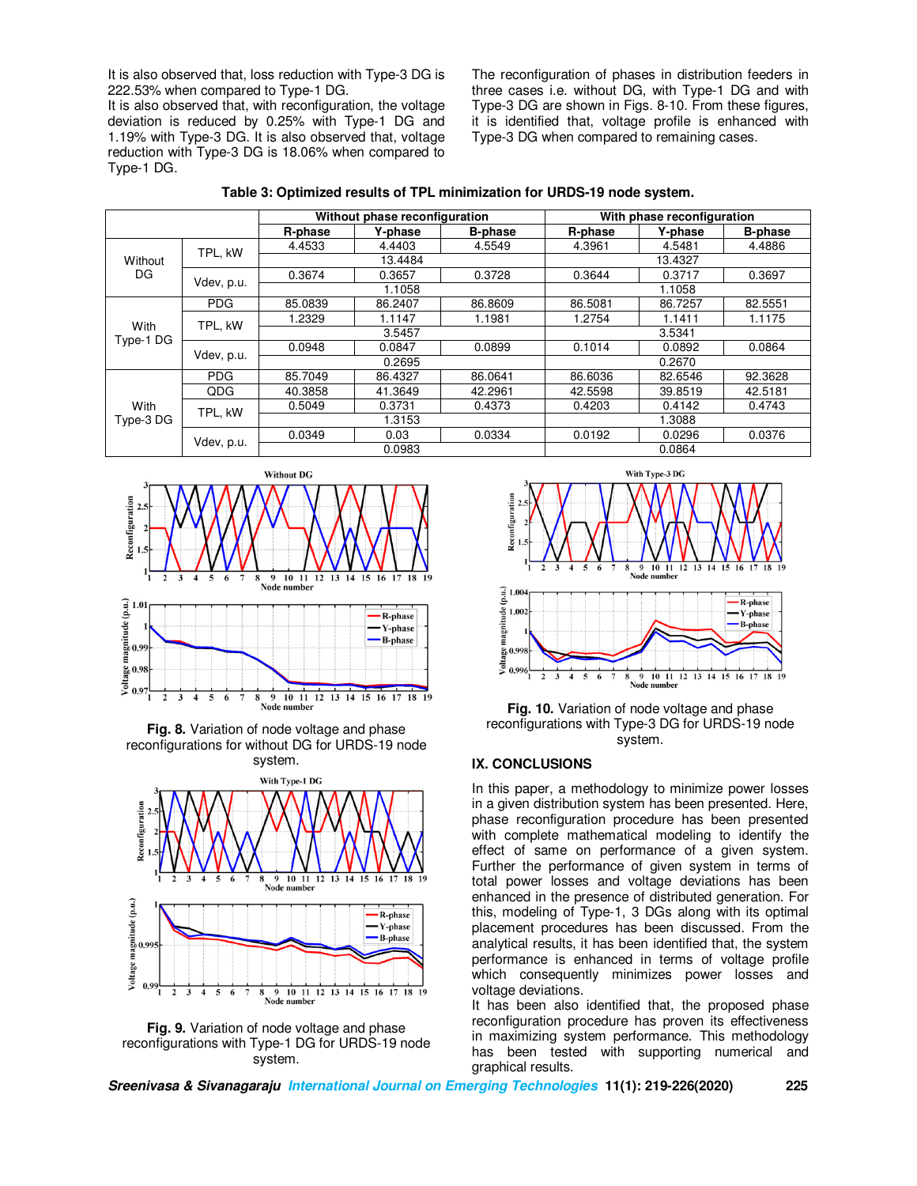It is also observed that, loss reduction with Type-3 DG is 222.53% when compared to Type-1 DG.

It is also observed that, with reconfiguration, the voltage deviation is reduced by 0.25% with Type-1 DG and 1.19% with Type-3 DG. It is also observed that, voltage reduction with Type-3 DG is 18.06% when compared to Type-1 DG.

The reconfiguration of phases in distribution feeders in three cases i.e. without DG, with Type-1 DG and with Type-3 DG are shown in Figs. 8-10. From these figures, it is identified that, voltage profile is enhanced with Type-3 DG when compared to remaining cases.

**Table 3: Optimized results of TPL minimization for URDS-19 node system.**

| | | Without phase reconfiguration | | | With phase reconfiguration | | |
|---|---|---|---|---|---|---|---|
| | | R-phase | Y-phase | B-phase | R-phase | Y-phase | B-phase |
| Without DG | TPL, kW | 4.4533 | 4.4403 | 4.5549 | 4.3961 | 4.5481 | 4.4886 |
| | | 13.4484 | | | 13.4327 | | |
| | Vdev, p.u. | 0.3674 | 0.3657 | 0.3728 | 0.3644 | 0.3717 | 0.3697 |
| | | 1.1058 | | | 1.1058 | | |
| With Type-1 DG | PDG | 85.0839 | 86.2407 | 86.8609 | 86.5081 | 86.7257 | 82.5551 |
| | TPL, kW | 1.2329 | 1.1147 | 1.1981 | 1.2754 | 1.1411 | 1.1175 |
| | | 3.5457 | | | 3.5341 | | |
| | Vdev, p.u. | 0.0948 | 0.0847 | 0.0899 | 0.1014 | 0.0892 | 0.0864 |
| | | 0.2695 | | | 0.2670 | | |
| With Type-3 DG | PDG | 85.7049 | 86.4327 | 86.0641 | 86.6036 | 82.6546 | 92.3628 |
| | QDG | 40.3858 | 41.3649 | 42.2961 | 42.5598 | 39.8519 | 42.5181 |
| | TPL, kW | 0.5049 | 0.3731 | 0.4373 | 0.4203 | 0.4142 | 0.4743 |
| | | 1.3153 | | | 1.3088 | | |
| | Vdev, p.u. | 0.0349 | 0.03 | 0.0334 | 0.0192 | 0.0296 | 0.0376 |
| | | 0.0983 | | | 0.0864 | | |

**Fig. 8.** Variation of node voltage and phase reconfigurations for without DG for URDS-19 node system.

**Fig. 9.** Variation of node voltage and phase reconfigurations with Type-1 DG for URDS-19 node system.

**Fig. 10.** Variation of node voltage and phase reconfigurations with Type-3 DG for URDS-19 node system.

## IX. CONCLUSIONS

In this paper, a methodology to minimize power losses in a given distribution system has been presented. Here, phase reconfiguration procedure has been presented with complete mathematical modeling to identify the effect of same on performance of a given system. Further the performance of given system in terms of total power losses and voltage deviations has been enhanced in the presence of distributed generation. For this, modeling of Type-1, 3 DGs along with its optimal placement procedures has been discussed. From the analytical results, it has been identified that, the system performance is enhanced in terms of voltage profile which consequently minimizes power losses and voltage deviations.

It has been also identified that, the proposed phase reconfiguration procedure has proven its effectiveness in maximizing system performance. This methodology has been tested with supporting numerical and graphical results.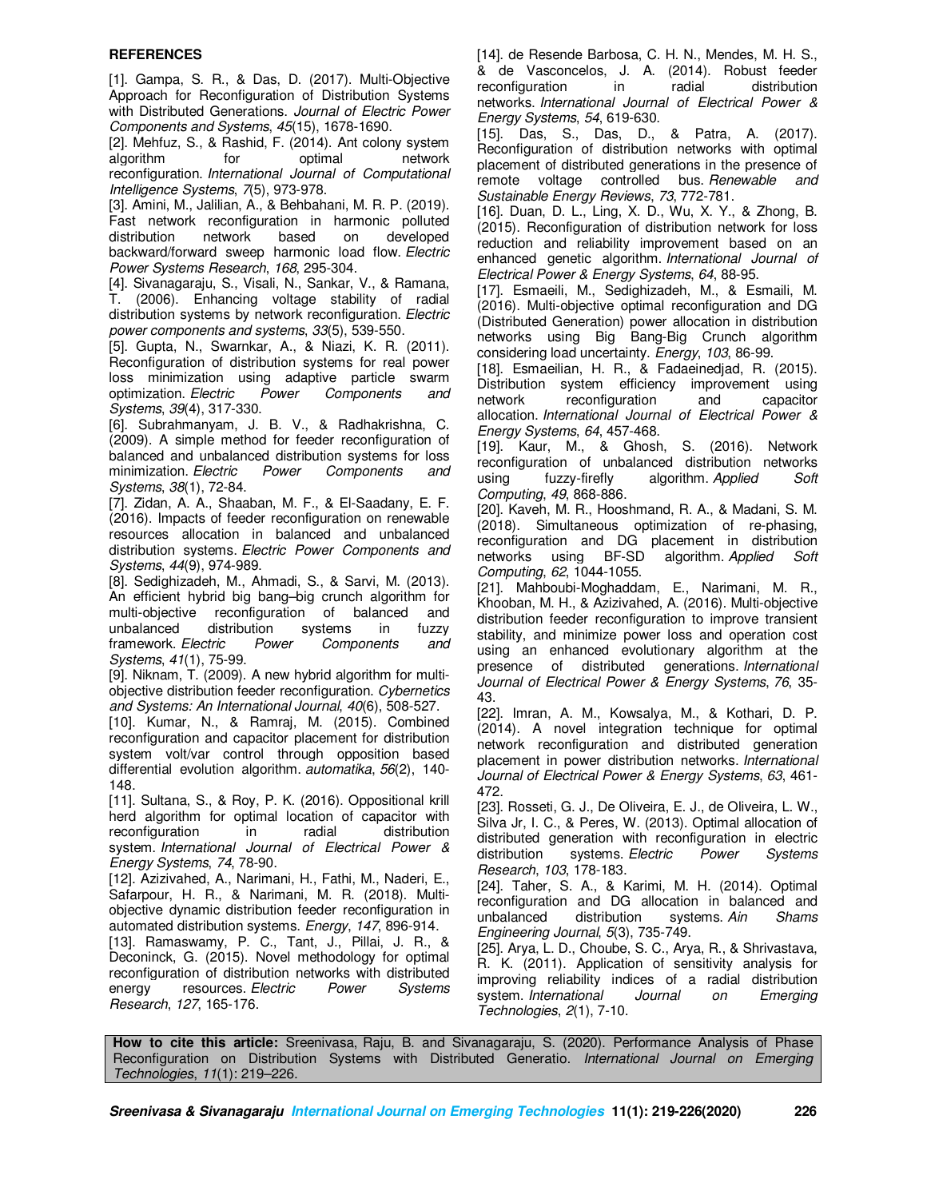**REFERENCES**

[1]. Gampa, S. R., & Das, D. (2017). Multi-Objective Approach for Reconfiguration of Distribution Systems with Distributed Generations. *Journal of Electric Power Components and Systems*, *45*(15), 1678-1690.

[2]. Mehfuz, S., & Rashid, F. (2014). Ant colony system algorithm for optimal network reconfiguration. *International Journal of Computational Intelligence Systems*, *7*(5), 973-978.

[3]. Amini, M., Jalilian, A., & Behbahani, M. R. P. (2019). Fast network reconfiguration in harmonic polluted distribution network based on developed backward/forward sweep harmonic load flow. *Electric Power Systems Research*, *168*, 295-304.

[4]. Sivanagaraju, S., Visali, N., Sankar, V., & Ramana, T. (2006). Enhancing voltage stability of radial distribution systems by network reconfiguration. *Electric power components and systems*, *33*(5), 539-550.

[5]. Gupta, N., Swarnkar, A., & Niazi, K. R. (2011). Reconfiguration of distribution systems for real power loss minimization using adaptive particle swarm optimization. *Electric Power Components and Systems*, *39*(4), 317-330.

[6]. Subrahmanyam, J. B. V., & Radhakrishna, C. (2009). A simple method for feeder reconfiguration of balanced and unbalanced distribution systems for loss minimization. *Electric Power Components and Systems*, *38*(1), 72-84.

[7]. Zidan, A. A., Shaaban, M. F., & El-Saadany, E. F. (2016). Impacts of feeder reconfiguration on renewable resources allocation in balanced and unbalanced distribution systems. *Electric Power Components and Systems*, *44*(9), 974-989.

[8]. Sedighizadeh, M., Ahmadi, S., & Sarvi, M. (2013). An efficient hybrid big bang–big crunch algorithm for multi-objective reconfiguration of balanced and unbalanced distribution systems in fuzzy framework. *Electric Power Components and Systems*, *41*(1), 75-99.

[9]. Niknam, T. (2009). A new hybrid algorithm for multi-objective distribution feeder reconfiguration. *Cybernetics and Systems: An International Journal*, *40*(6), 508-527.

[10]. Kumar, N., & Ramraj, M. (2015). Combined reconfiguration and capacitor placement for distribution system volt/var control through opposition based differential evolution algorithm. *automatika*, *56*(2), 140-148.

[11]. Sultana, S., & Roy, P. K. (2016). Oppositional krill herd algorithm for optimal location of capacitor with reconfiguration in radial distribution system. *International Journal of Electrical Power & Energy Systems*, *74*, 78-90.

[12]. Azizivahed, A., Narimani, H., Fathi, M., Naderi, E., Safarpour, H. R., & Narimani, M. R. (2018). Multi-objective dynamic distribution feeder reconfiguration in automated distribution systems. *Energy*, *147*, 896-914.

[13]. Ramaswamy, P. C., Tant, J., Pillai, J. R., & Deconinck, G. (2015). Novel methodology for optimal reconfiguration of distribution networks with distributed energy resources. *Electric Power Systems Research*, *127*, 165-176.

[14]. de Resende Barbosa, C. H. N., Mendes, M. H. S., & de Vasconcelos, J. A. (2014). Robust feeder reconfiguration in radial distribution networks. *International Journal of Electrical Power & Energy Systems*, *54*, 619-630.

[15]. Das, S., Das, D., & Patra, A. (2017). Reconfiguration of distribution networks with optimal placement of distributed generations in the presence of remote voltage controlled bus. *Renewable and Sustainable Energy Reviews*, *73*, 772-781.

[16]. Duan, D. L., Ling, X. D., Wu, X. Y., & Zhong, B. (2015). Reconfiguration of distribution network for loss reduction and reliability improvement based on an enhanced genetic algorithm. *International Journal of Electrical Power & Energy Systems*, *64*, 88-95.

[17]. Esmaeili, M., Sedighizadeh, M., & Esmaili, M. (2016). Multi-objective optimal reconfiguration and DG (Distributed Generation) power allocation in distribution networks using Big Bang-Big Crunch algorithm considering load uncertainty. *Energy*, *103*, 86-99.

[18]. Esmaeilian, H. R., & Fadaeinedjad, R. (2015). Distribution system efficiency improvement using network reconfiguration and capacitor allocation. *International Journal of Electrical Power & Energy Systems*, *64*, 457-468.

[19]. Kaur, M., & Ghosh, S. (2016). Network reconfiguration of unbalanced distribution networks using fuzzy-firefly algorithm. *Applied Soft Computing*, *49*, 868-886.

[20]. Kaveh, M. R., Hooshmand, R. A., & Madani, S. M. (2018). Simultaneous optimization of re-phasing, reconfiguration and DG placement in distribution networks using BF-SD algorithm. *Applied Soft Computing*, *62*, 1044-1055.

[21]. Mahboubi-Moghaddam, E., Narimani, M. R., Khooban, M. H., & Azizivahed, A. (2016). Multi-objective distribution feeder reconfiguration to improve transient stability, and minimize power loss and operation cost using an enhanced evolutionary algorithm at the presence of distributed generations. *International Journal of Electrical Power & Energy Systems*, *76*, 35-43.

[22]. Imran, A. M., Kowsalya, M., & Kothari, D. P. (2014). A novel integration technique for optimal network reconfiguration and distributed generation placement in power distribution networks. *International Journal of Electrical Power & Energy Systems*, *63*, 461-472.

[23]. Rosseti, G. J., De Oliveira, E. J., de Oliveira, L. W., Silva Jr, I. C., & Peres, W. (2013). Optimal allocation of distributed generation with reconfiguration in electric distribution systems. *Electric Power Systems Research*, *103*, 178-183.

[24]. Taher, S. A., & Karimi, M. H. (2014). Optimal reconfiguration and DG allocation in balanced and unbalanced distribution systems. *Ain Shams Engineering Journal*, *5*(3), 735-749.

[25]. Arya, L. D., Choube, S. C., Arya, R., & Shrivastava, R. K. (2011). Application of sensitivity analysis for improving reliability indices of a radial distribution system. *International Journal on Emerging Technologies*, *2*(1), 7-10.

**How to cite this article:** Sreenivasa, Raju, B. and Sivanagaraju, S. (2020). Performance Analysis of Phase Reconfiguration on Distribution Systems with Distributed Generatio. *International Journal on Emerging Technologies*, *11*(1): 219–226.